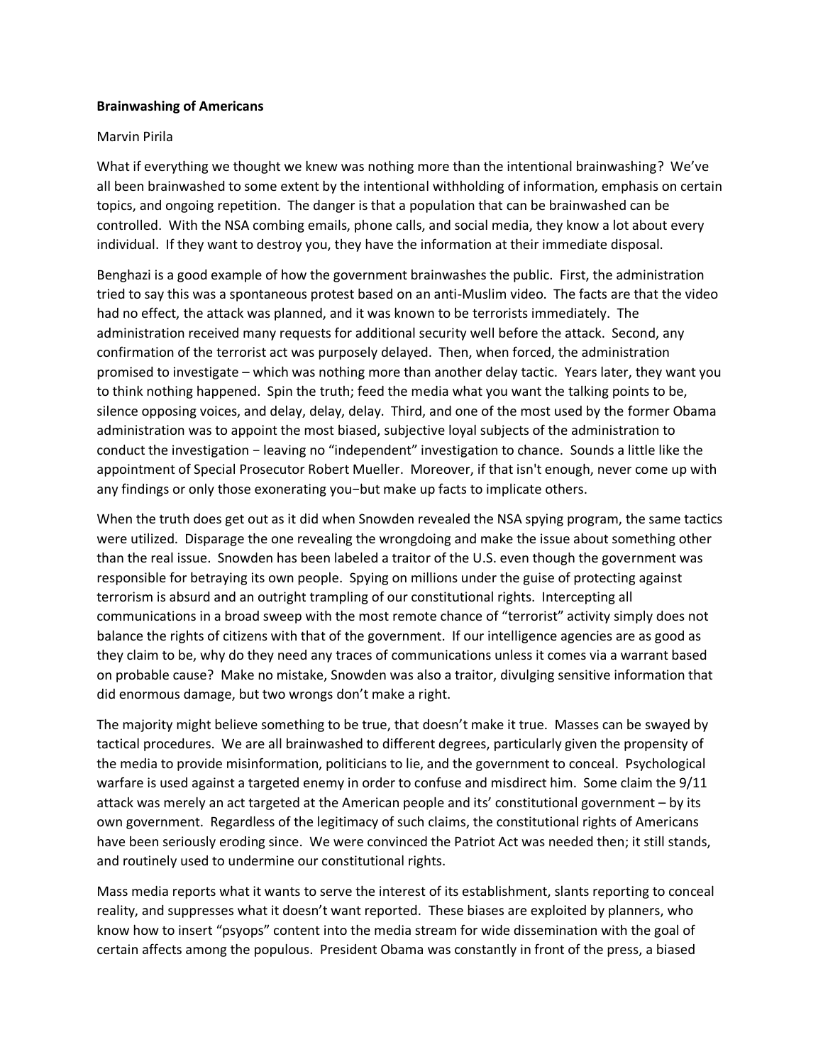**Brainwashing of Americans**

Marvin Pirila

What if everything we thought we knew was nothing more than the intentional brainwashing? We've all been brainwashed to some extent by the intentional withholding of information, emphasis on certain topics, and ongoing repetition. The danger is that a population that can be brainwashed can be controlled. With the NSA combing emails, phone calls, and social media, they know a lot about every individual. If they want to destroy you, they have the information at their immediate disposal.

Benghazi is a good example of how the government brainwashes the public. First, the administration tried to say this was a spontaneous protest based on an anti-Muslim video. The facts are that the video had no effect, the attack was planned, and it was known to be terrorists immediately. The administration received many requests for additional security well before the attack. Second, any confirmation of the terrorist act was purposely delayed. Then, when forced, the administration promised to investigate – which was nothing more than another delay tactic. Years later, they want you to think nothing happened. Spin the truth; feed the media what you want the talking points to be, silence opposing voices, and delay, delay, delay. Third, and one of the most used by the former Obama administration was to appoint the most biased, subjective loyal subjects of the administration to conduct the investigation − leaving no "independent" investigation to chance. Sounds a little like the appointment of Special Prosecutor Robert Mueller. Moreover, if that isn't enough, never come up with any findings or only those exonerating you−but make up facts to implicate others.

When the truth does get out as it did when Snowden revealed the NSA spying program, the same tactics were utilized. Disparage the one revealing the wrongdoing and make the issue about something other than the real issue. Snowden has been labeled a traitor of the U.S. even though the government was responsible for betraying its own people. Spying on millions under the guise of protecting against terrorism is absurd and an outright trampling of our constitutional rights. Intercepting all communications in a broad sweep with the most remote chance of "terrorist" activity simply does not balance the rights of citizens with that of the government. If our intelligence agencies are as good as they claim to be, why do they need any traces of communications unless it comes via a warrant based on probable cause? Make no mistake, Snowden was also a traitor, divulging sensitive information that did enormous damage, but two wrongs don't make a right.

The majority might believe something to be true, that doesn't make it true. Masses can be swayed by tactical procedures. We are all brainwashed to different degrees, particularly given the propensity of the media to provide misinformation, politicians to lie, and the government to conceal. Psychological warfare is used against a targeted enemy in order to confuse and misdirect him. Some claim the 9/11 attack was merely an act targeted at the American people and its' constitutional government – by its own government. Regardless of the legitimacy of such claims, the constitutional rights of Americans have been seriously eroding since. We were convinced the Patriot Act was needed then; it still stands, and routinely used to undermine our constitutional rights.

Mass media reports what it wants to serve the interest of its establishment, slants reporting to conceal reality, and suppresses what it doesn't want reported. These biases are exploited by planners, who know how to insert "psyops" content into the media stream for wide dissemination with the goal of certain affects among the populous. President Obama was constantly in front of the press, a biased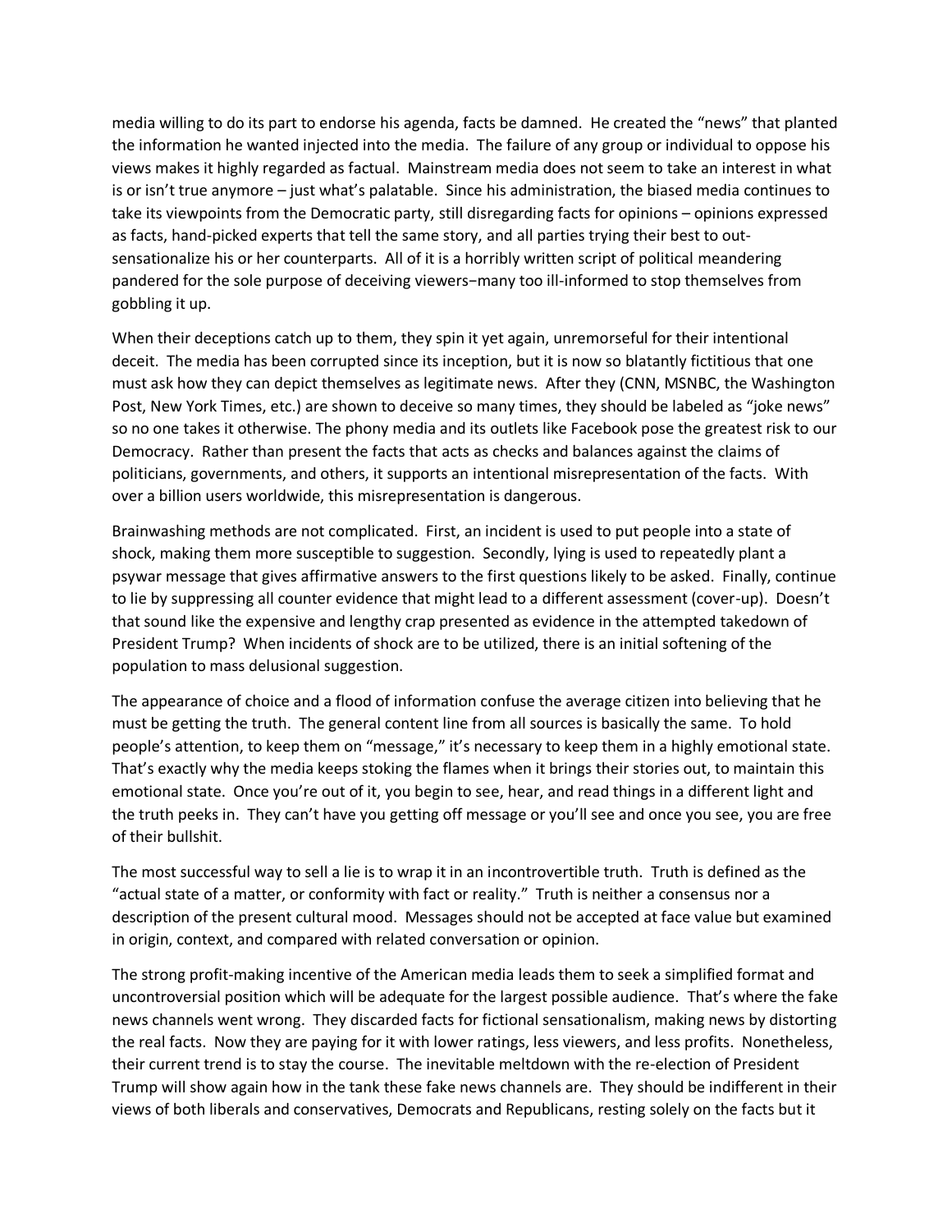media willing to do its part to endorse his agenda, facts be damned. He created the "news" that planted the information he wanted injected into the media. The failure of any group or individual to oppose his views makes it highly regarded as factual. Mainstream media does not seem to take an interest in what is or isn't true anymore – just what's palatable. Since his administration, the biased media continues to take its viewpoints from the Democratic party, still disregarding facts for opinions – opinions expressed as facts, hand-picked experts that tell the same story, and all parties trying their best to out-sensationalize his or her counterparts. All of it is a horribly written script of political meandering pandered for the sole purpose of deceiving viewers–many too ill-informed to stop themselves from gobbling it up.

When their deceptions catch up to them, they spin it yet again, unremorseful for their intentional deceit. The media has been corrupted since its inception, but it is now so blatantly fictitious that one must ask how they can depict themselves as legitimate news. After they (CNN, MSNBC, the Washington Post, New York Times, etc.) are shown to deceive so many times, they should be labeled as "joke news" so no one takes it otherwise. The phony media and its outlets like Facebook pose the greatest risk to our Democracy. Rather than present the facts that acts as checks and balances against the claims of politicians, governments, and others, it supports an intentional misrepresentation of the facts. With over a billion users worldwide, this misrepresentation is dangerous.

Brainwashing methods are not complicated. First, an incident is used to put people into a state of shock, making them more susceptible to suggestion. Secondly, lying is used to repeatedly plant a psywar message that gives affirmative answers to the first questions likely to be asked. Finally, continue to lie by suppressing all counter evidence that might lead to a different assessment (cover-up). Doesn't that sound like the expensive and lengthy crap presented as evidence in the attempted takedown of President Trump? When incidents of shock are to be utilized, there is an initial softening of the population to mass delusional suggestion.

The appearance of choice and a flood of information confuse the average citizen into believing that he must be getting the truth. The general content line from all sources is basically the same. To hold people's attention, to keep them on "message," it's necessary to keep them in a highly emotional state. That's exactly why the media keeps stoking the flames when it brings their stories out, to maintain this emotional state. Once you're out of it, you begin to see, hear, and read things in a different light and the truth peeks in. They can't have you getting off message or you'll see and once you see, you are free of their bullshit.

The most successful way to sell a lie is to wrap it in an incontrovertible truth. Truth is defined as the "actual state of a matter, or conformity with fact or reality." Truth is neither a consensus nor a description of the present cultural mood. Messages should not be accepted at face value but examined in origin, context, and compared with related conversation or opinion.

The strong profit-making incentive of the American media leads them to seek a simplified format and uncontroversial position which will be adequate for the largest possible audience. That's where the fake news channels went wrong. They discarded facts for fictional sensationalism, making news by distorting the real facts. Now they are paying for it with lower ratings, less viewers, and less profits. Nonetheless, their current trend is to stay the course. The inevitable meltdown with the re-election of President Trump will show again how in the tank these fake news channels are. They should be indifferent in their views of both liberals and conservatives, Democrats and Republicans, resting solely on the facts but it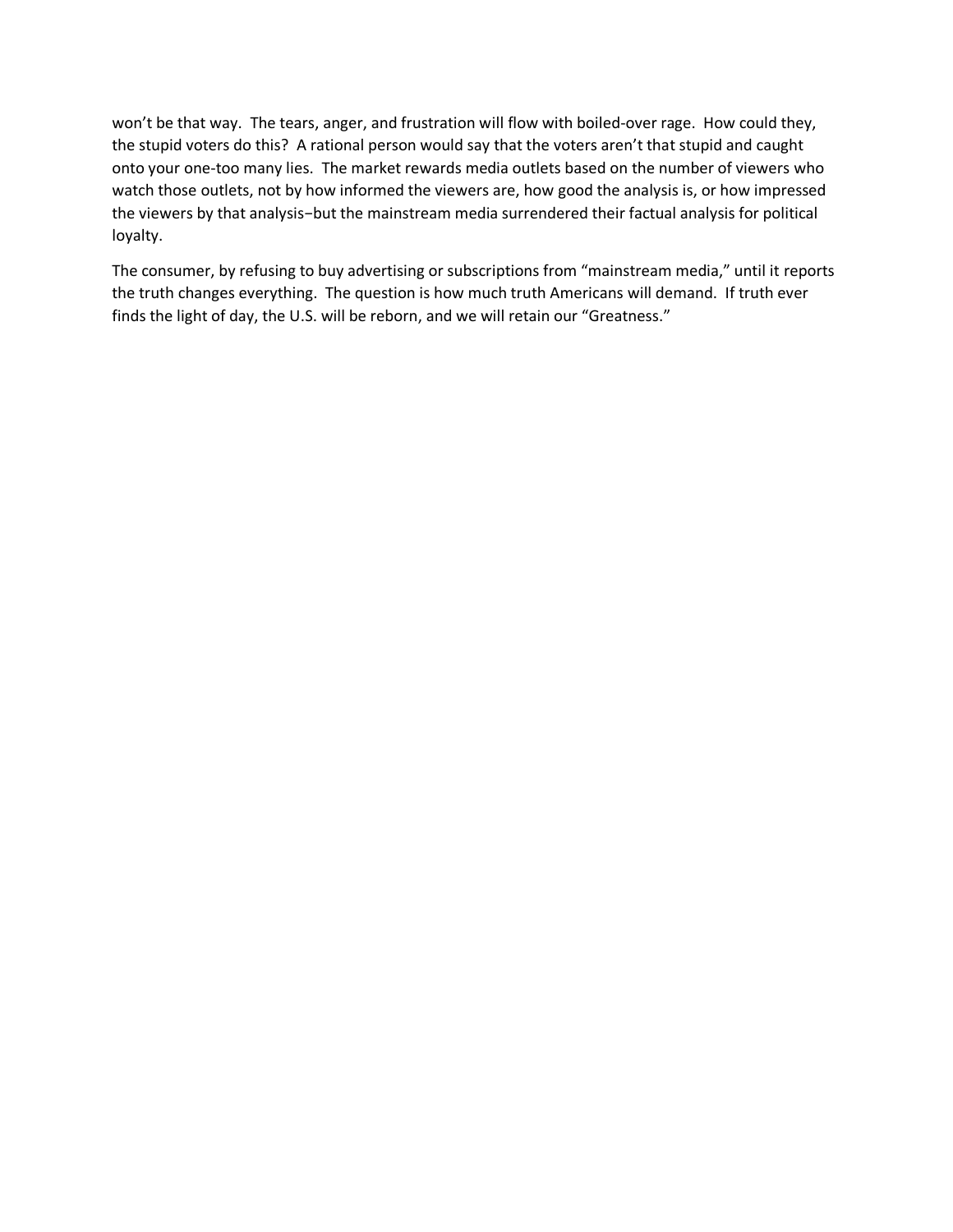won't be that way. The tears, anger, and frustration will flow with boiled-over rage. How could they, the stupid voters do this? A rational person would say that the voters aren't that stupid and caught onto your one-too many lies. The market rewards media outlets based on the number of viewers who watch those outlets, not by how informed the viewers are, how good the analysis is, or how impressed the viewers by that analysis−but the mainstream media surrendered their factual analysis for political loyalty.

The consumer, by refusing to buy advertising or subscriptions from "mainstream media," until it reports the truth changes everything. The question is how much truth Americans will demand. If truth ever finds the light of day, the U.S. will be reborn, and we will retain our "Greatness."